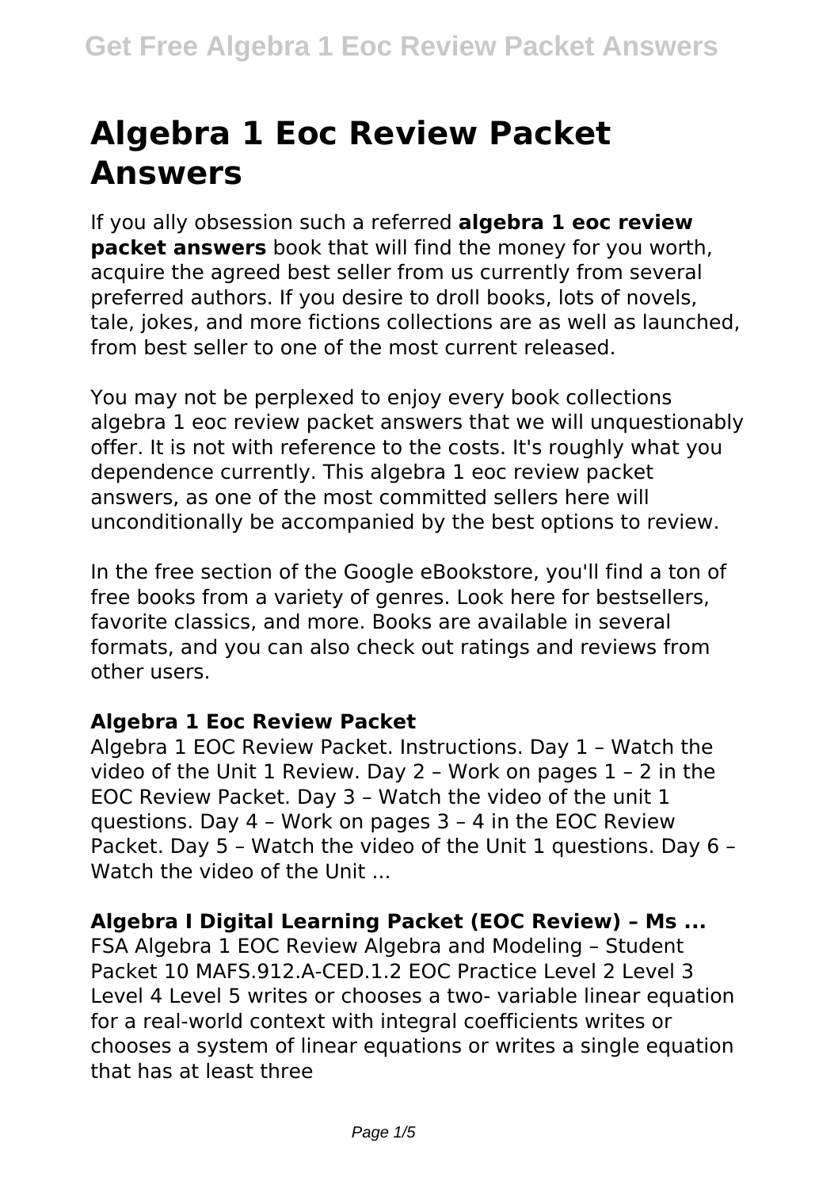# Algebra 1 Eoc Review Packet Answers

If you ally obsession such a referred **algebra 1 eoc review packet answers** book that will find the money for you worth, acquire the agreed best seller from us currently from several preferred authors. If you desire to droll books, lots of novels, tale, jokes, and more fictions collections are as well as launched, from best seller to one of the most current released.

You may not be perplexed to enjoy every book collections algebra 1 eoc review packet answers that we will unquestionably offer. It is not with reference to the costs. It's roughly what you dependence currently. This algebra 1 eoc review packet answers, as one of the most committed sellers here will unconditionally be accompanied by the best options to review.

In the free section of the Google eBookstore, you'll find a ton of free books from a variety of genres. Look here for bestsellers, favorite classics, and more. Books are available in several formats, and you can also check out ratings and reviews from other users.

### Algebra 1 Eoc Review Packet

Algebra 1 EOC Review Packet. Instructions. Day 1 – Watch the video of the Unit 1 Review. Day 2 – Work on pages 1 – 2 in the EOC Review Packet. Day 3 – Watch the video of the unit 1 questions. Day 4 – Work on pages 3 – 4 in the EOC Review Packet. Day 5 – Watch the video of the Unit 1 questions. Day 6 – Watch the video of the Unit ...

### Algebra I Digital Learning Packet (EOC Review) – Ms ...

FSA Algebra 1 EOC Review Algebra and Modeling – Student Packet 10 MAFS.912.A-CED.1.2 EOC Practice Level 2 Level 3 Level 4 Level 5 writes or chooses a two- variable linear equation for a real-world context with integral coefficients writes or chooses a system of linear equations or writes a single equation that has at least three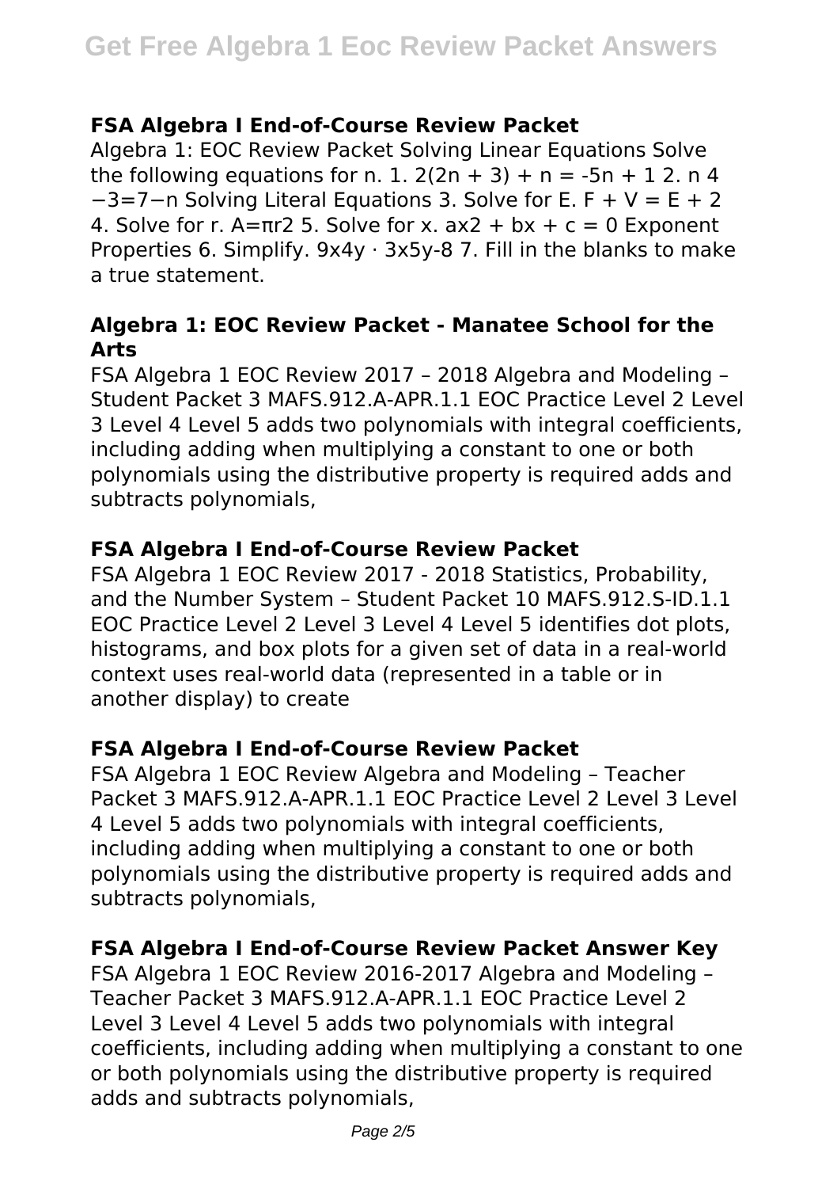### FSA Algebra I End-of-Course Review Packet

Algebra 1: EOC Review Packet Solving Linear Equations Solve the following equations for n. 1. $2(2n + 3) + n = -5n + 1$ 2. n 4 $-3=7-n$ Solving Literal Equations 3. Solve for E. $F + V = E + 2$ 4. Solve for r. $A=\pi r2$ 5. Solve for x. $ax2 + bx + c = 0$ Exponent Properties 6. Simplify. $9x4y \cdot 3x5y-8$ 7. Fill in the blanks to make a true statement.

### Algebra 1: EOC Review Packet - Manatee School for the Arts

FSA Algebra 1 EOC Review 2017 – 2018 Algebra and Modeling – Student Packet 3 MAFS.912.A-APR.1.1 EOC Practice Level 2 Level 3 Level 4 Level 5 adds two polynomials with integral coefficients, including adding when multiplying a constant to one or both polynomials using the distributive property is required adds and subtracts polynomials,

### FSA Algebra I End-of-Course Review Packet

FSA Algebra 1 EOC Review 2017 - 2018 Statistics, Probability, and the Number System – Student Packet 10 MAFS.912.S-ID.1.1 EOC Practice Level 2 Level 3 Level 4 Level 5 identifies dot plots, histograms, and box plots for a given set of data in a real-world context uses real-world data (represented in a table or in another display) to create

### FSA Algebra I End-of-Course Review Packet

FSA Algebra 1 EOC Review Algebra and Modeling – Teacher Packet 3 MAFS.912.A-APR.1.1 EOC Practice Level 2 Level 3 Level 4 Level 5 adds two polynomials with integral coefficients, including adding when multiplying a constant to one or both polynomials using the distributive property is required adds and subtracts polynomials,

### FSA Algebra I End-of-Course Review Packet Answer Key

FSA Algebra 1 EOC Review 2016-2017 Algebra and Modeling – Teacher Packet 3 MAFS.912.A-APR.1.1 EOC Practice Level 2 Level 3 Level 4 Level 5 adds two polynomials with integral coefficients, including adding when multiplying a constant to one or both polynomials using the distributive property is required adds and subtracts polynomials,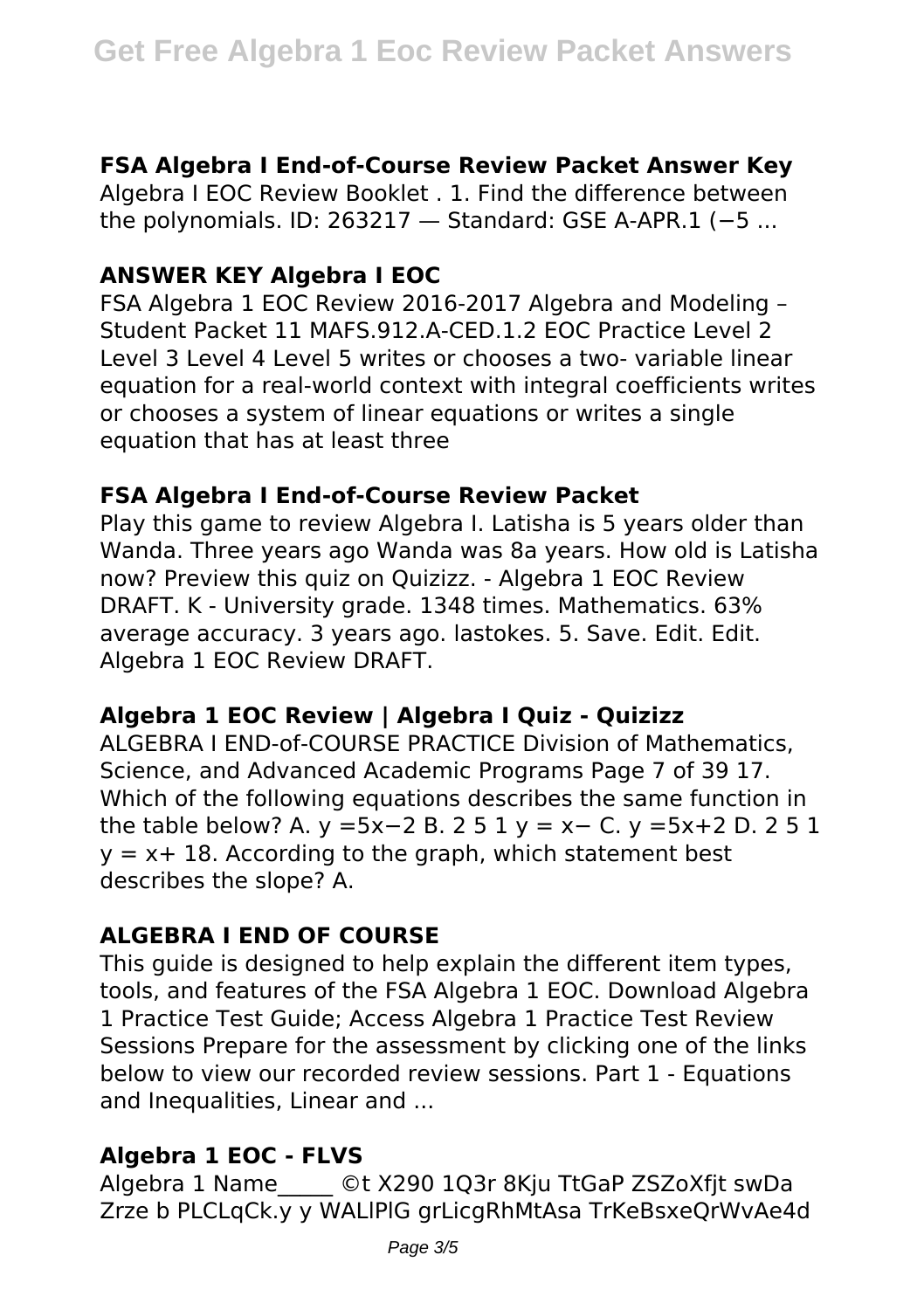### FSA Algebra I End-of-Course Review Packet Answer Key

Algebra I EOC Review Booklet . 1. Find the difference between the polynomials. ID: 263217 — Standard: GSE A-APR.1 (−5 ...

### ANSWER KEY Algebra I EOC

FSA Algebra 1 EOC Review 2016-2017 Algebra and Modeling – Student Packet 11 MAFS.912.A-CED.1.2 EOC Practice Level 2 Level 3 Level 4 Level 5 writes or chooses a two- variable linear equation for a real-world context with integral coefficients writes or chooses a system of linear equations or writes a single equation that has at least three

### FSA Algebra I End-of-Course Review Packet

Play this game to review Algebra I. Latisha is 5 years older than Wanda. Three years ago Wanda was 8a years. How old is Latisha now? Preview this quiz on Quizizz. - Algebra 1 EOC Review DRAFT. K - University grade. 1348 times. Mathematics. 63% average accuracy. 3 years ago. lastokes. 5. Save. Edit. Edit. Algebra 1 EOC Review DRAFT.

### Algebra 1 EOC Review | Algebra I Quiz - Quizizz

ALGEBRA I END-of-COURSE PRACTICE Division of Mathematics, Science, and Advanced Academic Programs Page 7 of 39 17. Which of the following equations describes the same function in the table below? A. y =5x−2 B. 2 5 1 y = x− C. y =5x+2 D. 2 5 1 y = x+ 18. According to the graph, which statement best describes the slope? A.

### ALGEBRA I END OF COURSE

This guide is designed to help explain the different item types, tools, and features of the FSA Algebra 1 EOC. Download Algebra 1 Practice Test Guide; Access Algebra 1 Practice Test Review Sessions Prepare for the assessment by clicking one of the links below to view our recorded review sessions. Part 1 - Equations and Inequalities, Linear and ...

### Algebra 1 EOC - FLVS

Algebra 1 Name_____ ©t X290 1Q3r 8Kju TtGaP ZSZoXfjt swDa Zrze b PLCLqCk.y y WALlPlG grLicgRhMtAsa TrKeBsxeQrWvAe4d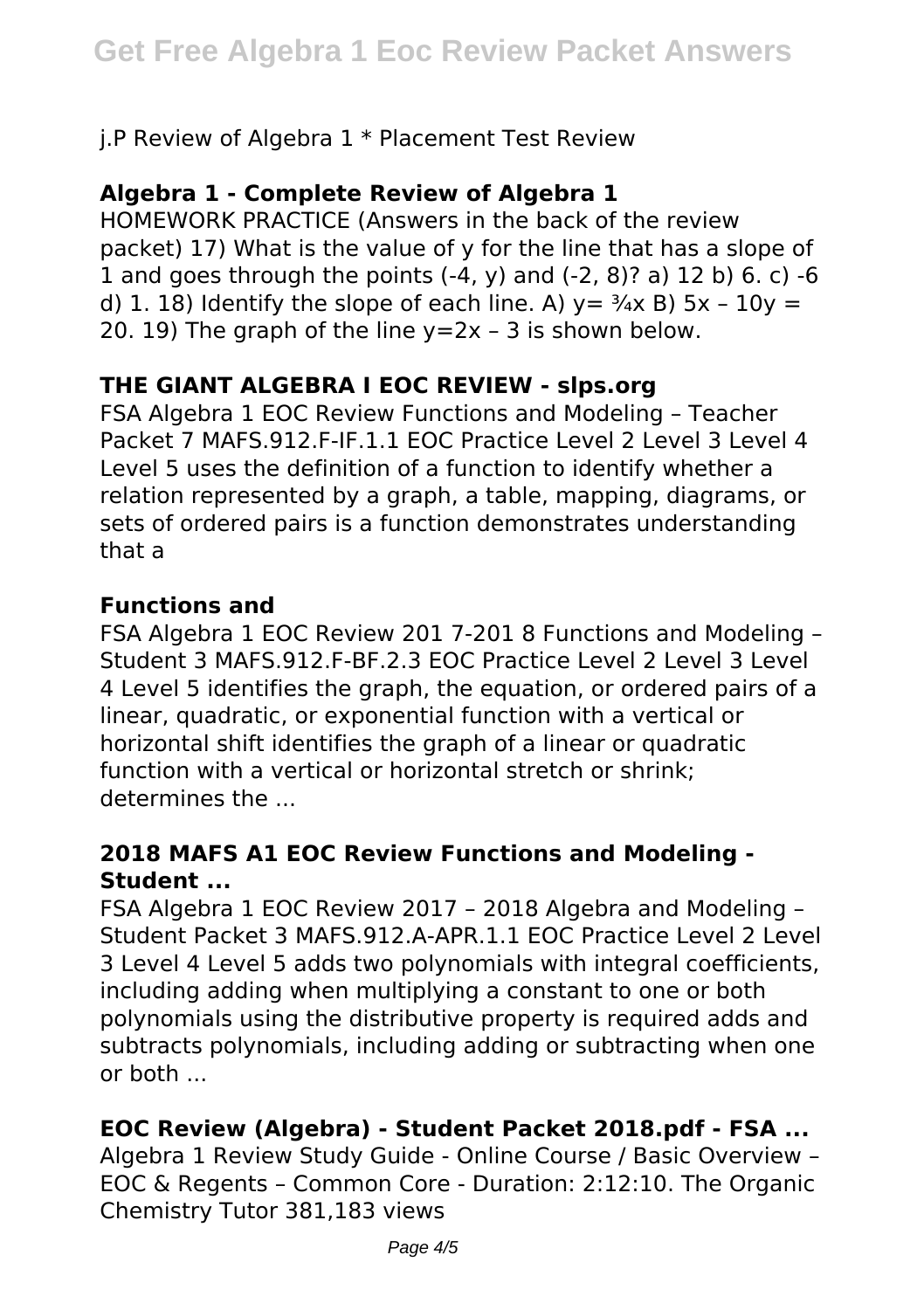j.P Review of Algebra 1 * Placement Test Review

### Algebra 1 - Complete Review of Algebra 1

HOMEWORK PRACTICE (Answers in the back of the review packet) 17) What is the value of y for the line that has a slope of 1 and goes through the points (-4, y) and (-2, 8)? a) 12 b) 6. c) -6 d) 1. 18) Identify the slope of each line. A) $y = \frac{3}{4}x$ B) $5x - 10y = 20$. 19) The graph of the line $y = 2x - 3$ is shown below.

### THE GIANT ALGEBRA I EOC REVIEW - slps.org

FSA Algebra 1 EOC Review Functions and Modeling – Teacher Packet 7 MAFS.912.F-IF.1.1 EOC Practice Level 2 Level 3 Level 4 Level 5 uses the definition of a function to identify whether a relation represented by a graph, a table, mapping, diagrams, or sets of ordered pairs is a function demonstrates understanding that a

### Functions and

FSA Algebra 1 EOC Review 201 7-201 8 Functions and Modeling – Student 3 MAFS.912.F-BF.2.3 EOC Practice Level 2 Level 3 Level 4 Level 5 identifies the graph, the equation, or ordered pairs of a linear, quadratic, or exponential function with a vertical or horizontal shift identifies the graph of a linear or quadratic function with a vertical or horizontal stretch or shrink; determines the ...

### 2018 MAFS A1 EOC Review Functions and Modeling - Student ...

FSA Algebra 1 EOC Review 2017 – 2018 Algebra and Modeling – Student Packet 3 MAFS.912.A-APR.1.1 EOC Practice Level 2 Level 3 Level 4 Level 5 adds two polynomials with integral coefficients, including adding when multiplying a constant to one or both polynomials using the distributive property is required adds and subtracts polynomials, including adding or subtracting when one or both ...

### EOC Review (Algebra) - Student Packet 2018.pdf - FSA ...

Algebra 1 Review Study Guide - Online Course / Basic Overview – EOC & Regents – Common Core - Duration: 2:12:10. The Organic Chemistry Tutor 381,183 views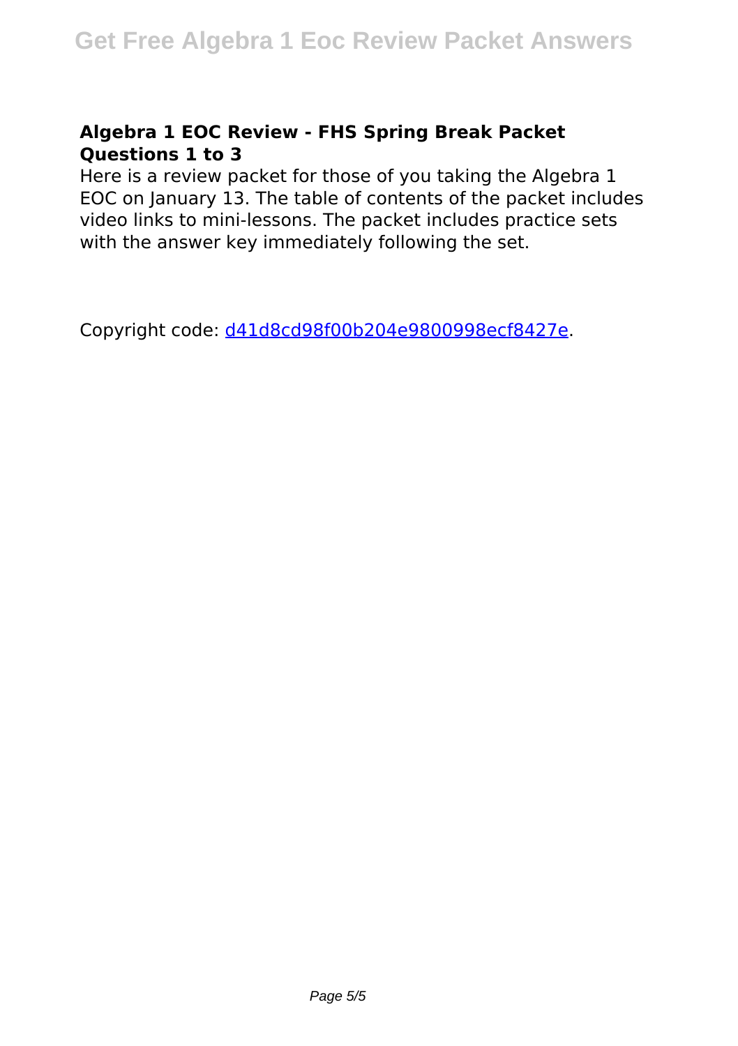**Algebra 1 EOC Review - FHS Spring Break Packet Questions 1 to 3**

Here is a review packet for those of you taking the Algebra 1 EOC on January 13. The table of contents of the packet includes video links to mini-lessons. The packet includes practice sets with the answer key immediately following the set.

Copyright code: d41d8cd98f00b204e9800998ecf8427e.